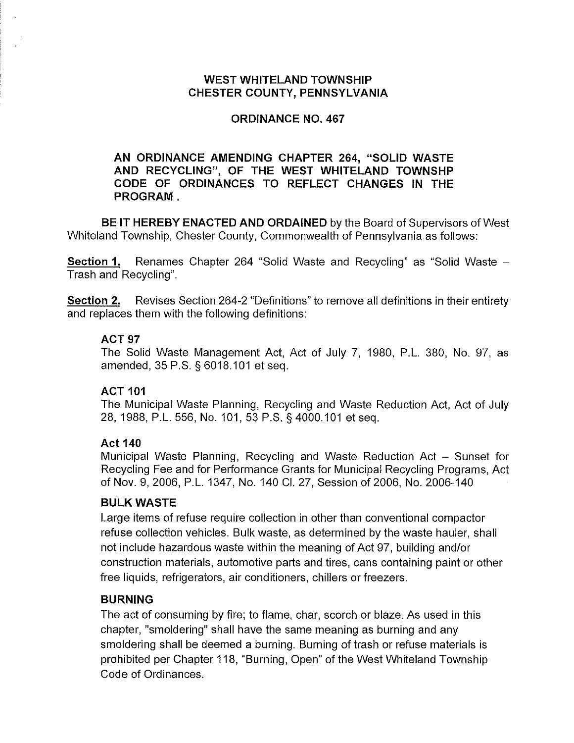# WEST WHITELAND TOWNSHIP
# CHESTER COUNTY, PENNSYLVANIA

## ORDINANCE NO. 467

**AN ORDINANCE AMENDING CHAPTER 264, "SOLID WASTE AND RECYCLING", OF THE WEST WHITELAND TOWNSHP CODE OF ORDINANCES TO REFLECT CHANGES IN THE PROGRAM .**

**BE IT HEREBY ENACTED AND ORDAINED** by the Board of Supervisors of West Whiteland Township, Chester County, Commonwealth of Pennsylvania as follows:

**Section 1.** Renames Chapter 264 "Solid Waste and Recycling" as "Solid Waste – Trash and Recycling".

**Section 2.** Revises Section 264-2 "Definitions" to remove all definitions in their entirety and replaces them with the following definitions:

**ACT 97**
The Solid Waste Management Act, Act of July 7, 1980, P.L. 380, No. 97, as amended, 35 P.S. § 6018.101 et seq.

**ACT 101**
The Municipal Waste Planning, Recycling and Waste Reduction Act, Act of July 28, 1988, P.L. 556, No. 101, 53 P.S. § 4000.101 et seq.

**Act 140**
Municipal Waste Planning, Recycling and Waste Reduction Act – Sunset for Recycling Fee and for Performance Grants for Municipal Recycling Programs, Act of Nov. 9, 2006, P.L. 1347, No. 140 Cl. 27, Session of 2006, No. 2006-140

**BULK WASTE**
Large items of refuse require collection in other than conventional compactor refuse collection vehicles. Bulk waste, as determined by the waste hauler, shall not include hazardous waste within the meaning of Act 97, building and/or construction materials, automotive parts and tires, cans containing paint or other free liquids, refrigerators, air conditioners, chillers or freezers.

**BURNING**
The act of consuming by fire; to flame, char, scorch or blaze. As used in this chapter, "smoldering" shall have the same meaning as burning and any smoldering shall be deemed a burning. Burning of trash or refuse materials is prohibited per Chapter 118, "Burning, Open" of the West Whiteland Township Code of Ordinances.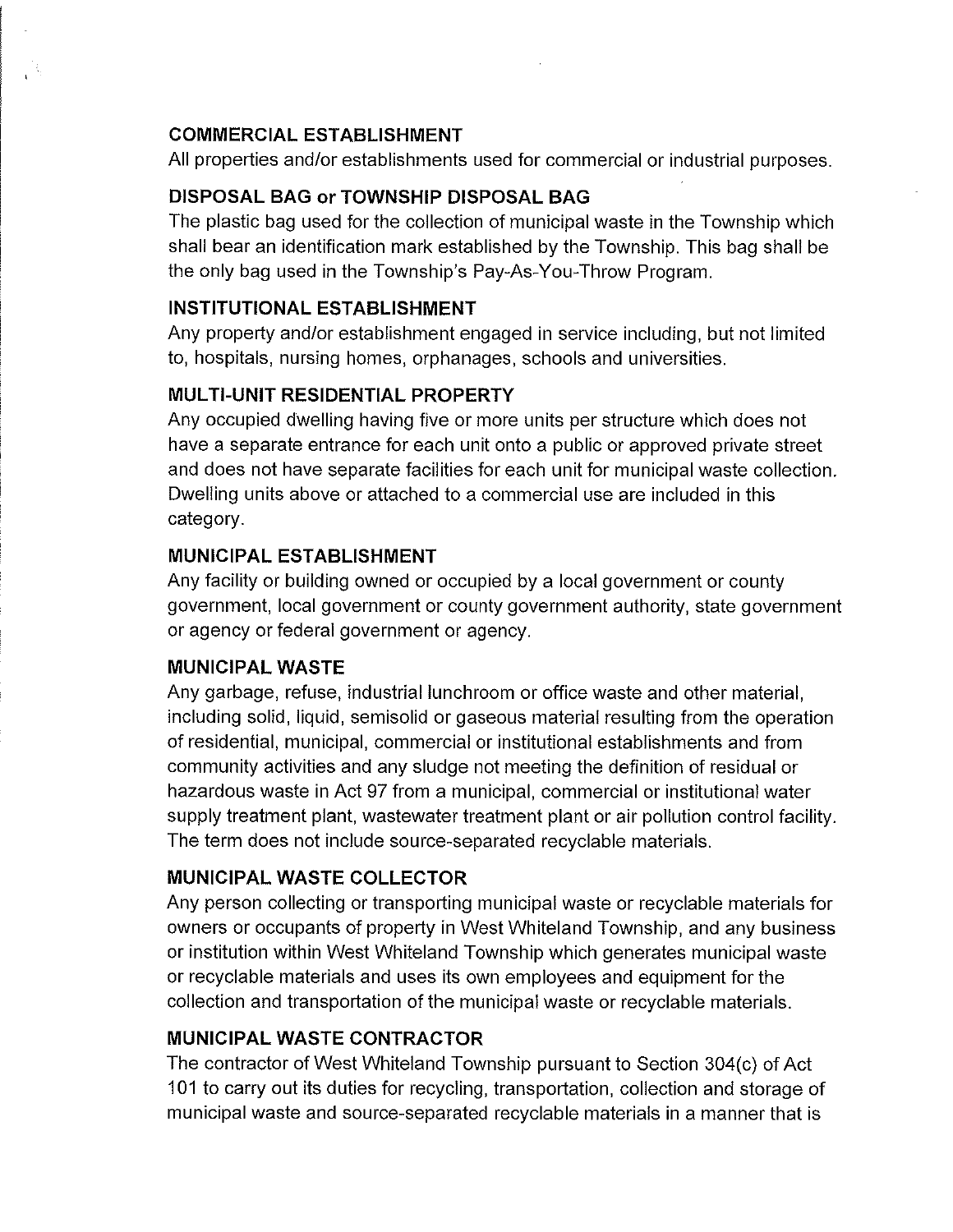**COMMERCIAL ESTABLISHMENT**

All properties and/or establishments used for commercial or industrial purposes.

**DISPOSAL BAG or TOWNSHIP DISPOSAL BAG**

The plastic bag used for the collection of municipal waste in the Township which shall bear an identification mark established by the Township. This bag shall be the only bag used in the Township's Pay-As-You-Throw Program.

**INSTITUTIONAL ESTABLISHMENT**

Any property and/or establishment engaged in service including, but not limited to, hospitals, nursing homes, orphanages, schools and universities.

**MULTI-UNIT RESIDENTIAL PROPERTY**

Any occupied dwelling having five or more units per structure which does not have a separate entrance for each unit onto a public or approved private street and does not have separate facilities for each unit for municipal waste collection. Dwelling units above or attached to a commercial use are included in this category.

**MUNICIPAL ESTABLISHMENT**

Any facility or building owned or occupied by a local government or county government, local government or county government authority, state government or agency or federal government or agency.

**MUNICIPAL WASTE**

Any garbage, refuse, industrial lunchroom or office waste and other material, including solid, liquid, semisolid or gaseous material resulting from the operation of residential, municipal, commercial or institutional establishments and from community activities and any sludge not meeting the definition of residual or hazardous waste in Act 97 from a municipal, commercial or institutional water supply treatment plant, wastewater treatment plant or air pollution control facility. The term does not include source-separated recyclable materials.

**MUNICIPAL WASTE COLLECTOR**

Any person collecting or transporting municipal waste or recyclable materials for owners or occupants of property in West Whiteland Township, and any business or institution within West Whiteland Township which generates municipal waste or recyclable materials and uses its own employees and equipment for the collection and transportation of the municipal waste or recyclable materials.

**MUNICIPAL WASTE CONTRACTOR**

The contractor of West Whiteland Township pursuant to Section 304(c) of Act 101 to carry out its duties for recycling, transportation, collection and storage of municipal waste and source-separated recyclable materials in a manner that is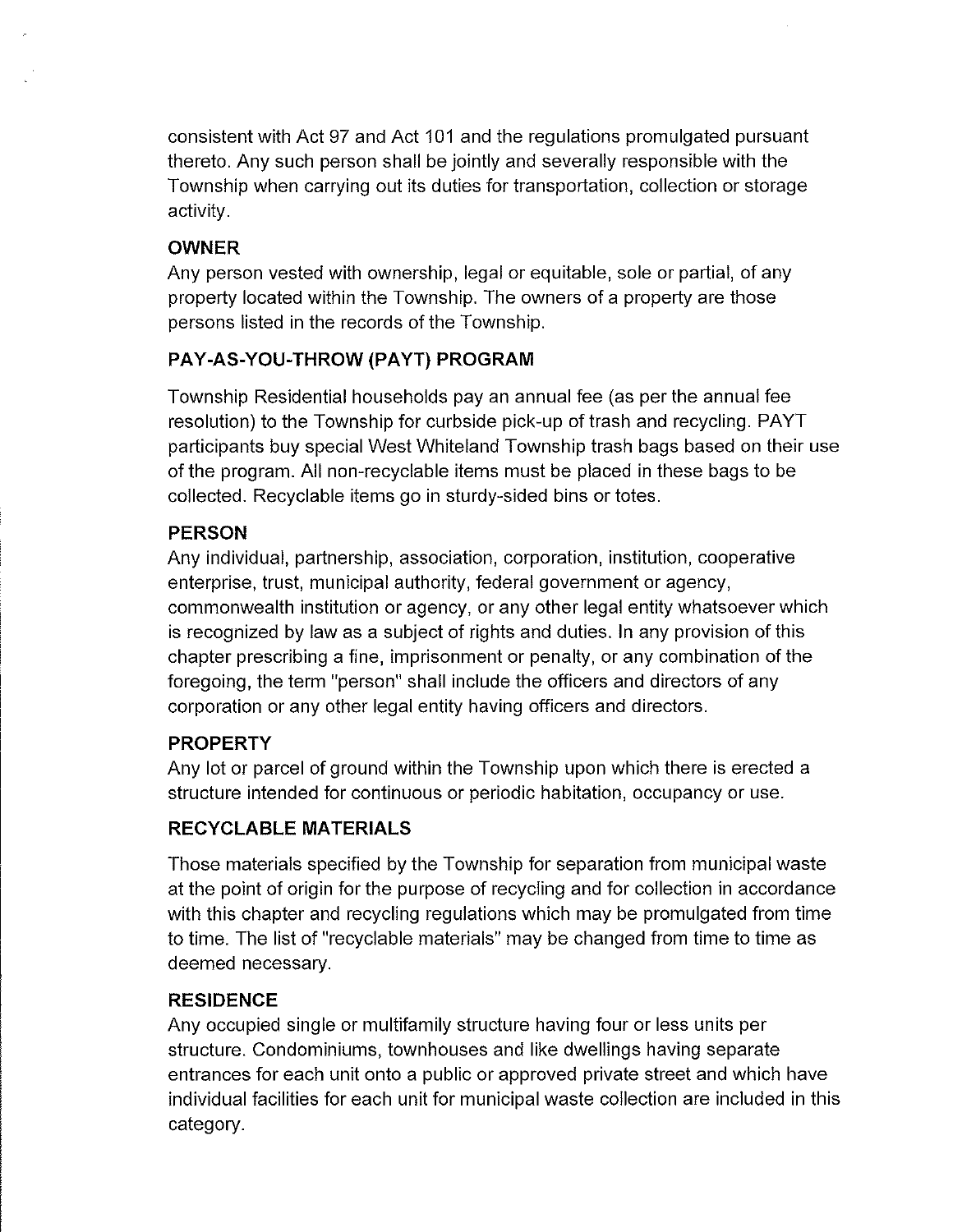consistent with Act 97 and Act 101 and the regulations promulgated pursuant thereto. Any such person shall be jointly and severally responsible with the Township when carrying out its duties for transportation, collection or storage activity.

**OWNER**

Any person vested with ownership, legal or equitable, sole or partial, of any property located within the Township. The owners of a property are those persons listed in the records of the Township.

**PAY-AS-YOU-THROW (PAYT) PROGRAM**

Township Residential households pay an annual fee (as per the annual fee resolution) to the Township for curbside pick-up of trash and recycling. PAYT participants buy special West Whiteland Township trash bags based on their use of the program. All non-recyclable items must be placed in these bags to be collected. Recyclable items go in sturdy-sided bins or totes.

**PERSON**

Any individual, partnership, association, corporation, institution, cooperative enterprise, trust, municipal authority, federal government or agency, commonwealth institution or agency, or any other legal entity whatsoever which is recognized by law as a subject of rights and duties. In any provision of this chapter prescribing a fine, imprisonment or penalty, or any combination of the foregoing, the term "person" shall include the officers and directors of any corporation or any other legal entity having officers and directors.

**PROPERTY**

Any lot or parcel of ground within the Township upon which there is erected a structure intended for continuous or periodic habitation, occupancy or use.

**RECYCLABLE MATERIALS**

Those materials specified by the Township for separation from municipal waste at the point of origin for the purpose of recycling and for collection in accordance with this chapter and recycling regulations which may be promulgated from time to time. The list of "recyclable materials" may be changed from time to time as deemed necessary.

**RESIDENCE**

Any occupied single or multifamily structure having four or less units per structure. Condominiums, townhouses and like dwellings having separate entrances for each unit onto a public or approved private street and which have individual facilities for each unit for municipal waste collection are included in this category.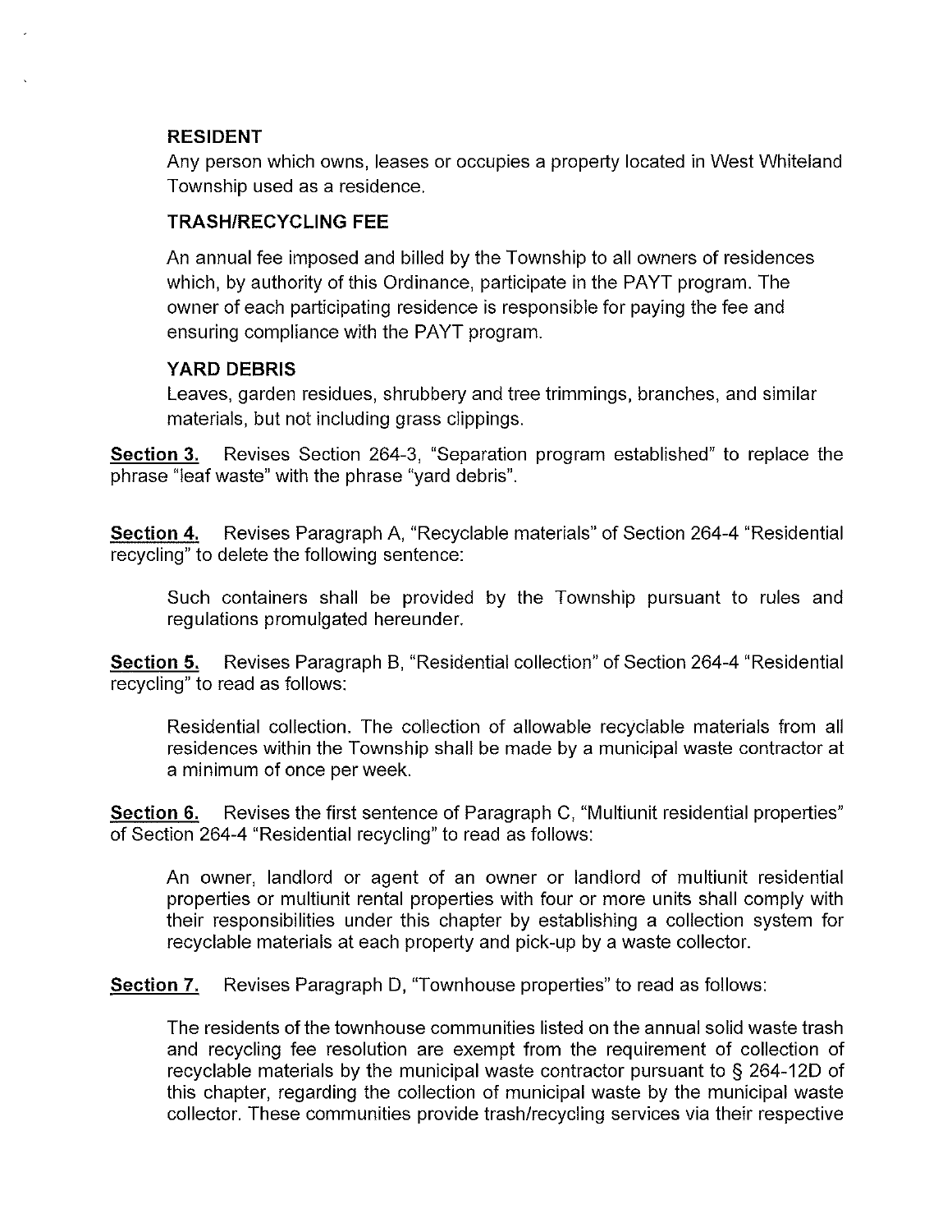**RESIDENT**

Any person which owns, leases or occupies a property located in West Whiteland Township used as a residence.

**TRASH/RECYCLING FEE**

An annual fee imposed and billed by the Township to all owners of residences which, by authority of this Ordinance, participate in the PAYT program. The owner of each participating residence is responsible for paying the fee and ensuring compliance with the PAYT program.

**YARD DEBRIS**

Leaves, garden residues, shrubbery and tree trimmings, branches, and similar materials, but not including grass clippings.

**Section 3.** Revises Section 264-3, "Separation program established" to replace the phrase "leaf waste" with the phrase "yard debris".

**Section 4.** Revises Paragraph A, "Recyclable materials" of Section 264-4 "Residential recycling" to delete the following sentence:

> Such containers shall be provided by the Township pursuant to rules and regulations promulgated hereunder.

**Section 5.** Revises Paragraph B, "Residential collection" of Section 264-4 "Residential recycling" to read as follows:

> Residential collection. The collection of allowable recyclable materials from all residences within the Township shall be made by a municipal waste contractor at a minimum of once per week.

**Section 6.** Revises the first sentence of Paragraph C, "Multiunit residential properties" of Section 264-4 "Residential recycling" to read as follows:

> An owner, landlord or agent of an owner or landlord of multiunit residential properties or multiunit rental properties with four or more units shall comply with their responsibilities under this chapter by establishing a collection system for recyclable materials at each property and pick-up by a waste collector.

**Section 7.** Revises Paragraph D, "Townhouse properties" to read as follows:

> The residents of the townhouse communities listed on the annual solid waste trash and recycling fee resolution are exempt from the requirement of collection of recyclable materials by the municipal waste contractor pursuant to § 264-12D of this chapter, regarding the collection of municipal waste by the municipal waste collector. These communities provide trash/recycling services via their respective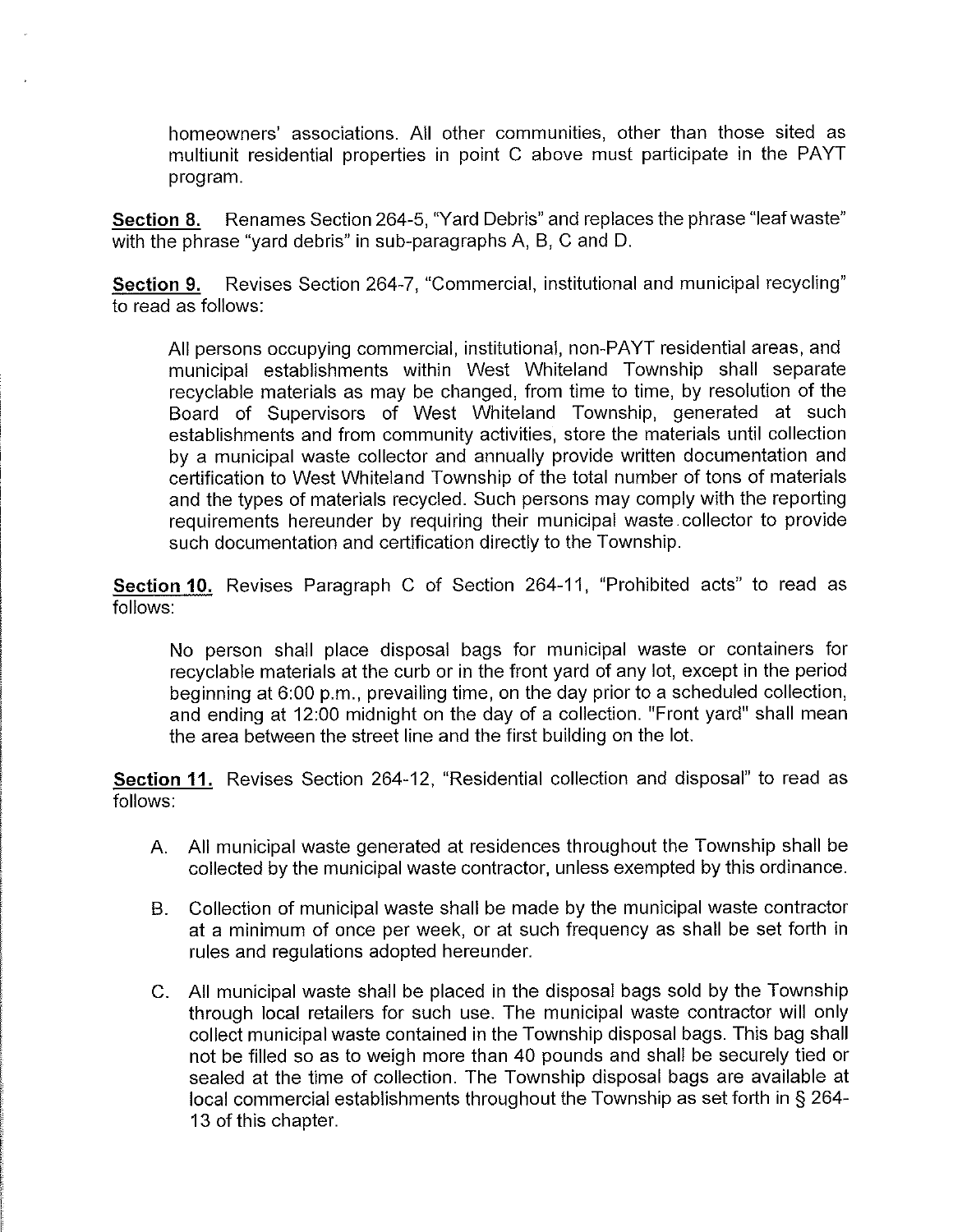homeowners' associations. All other communities, other than those sited as multiunit residential properties in point C above must participate in the PAYT program.

**Section 8.** Renames Section 264-5, "Yard Debris" and replaces the phrase "leaf waste" with the phrase "yard debris" in sub-paragraphs A, B, C and D.

**Section 9.** Revises Section 264-7, "Commercial, institutional and municipal recycling" to read as follows:

> All persons occupying commercial, institutional, non-PAYT residential areas, and municipal establishments within West Whiteland Township shall separate recyclable materials as may be changed, from time to time, by resolution of the Board of Supervisors of West Whiteland Township, generated at such establishments and from community activities, store the materials until collection by a municipal waste collector and annually provide written documentation and certification to West Whiteland Township of the total number of tons of materials and the types of materials recycled. Such persons may comply with the reporting requirements hereunder by requiring their municipal waste collector to provide such documentation and certification directly to the Township.

**Section 10.** Revises Paragraph C of Section 264-11, "Prohibited acts" to read as follows:

> No person shall place disposal bags for municipal waste or containers for recyclable materials at the curb or in the front yard of any lot, except in the period beginning at 6:00 p.m., prevailing time, on the day prior to a scheduled collection, and ending at 12:00 midnight on the day of a collection. "Front yard" shall mean the area between the street line and the first building on the lot.

**Section 11.** Revises Section 264-12, "Residential collection and disposal" to read as follows:

> A. All municipal waste generated at residences throughout the Township shall be collected by the municipal waste contractor, unless exempted by this ordinance.
>
> B. Collection of municipal waste shall be made by the municipal waste contractor at a minimum of once per week, or at such frequency as shall be set forth in rules and regulations adopted hereunder.
>
> C. All municipal waste shall be placed in the disposal bags sold by the Township through local retailers for such use. The municipal waste contractor will only collect municipal waste contained in the Township disposal bags. This bag shall not be filled so as to weigh more than 40 pounds and shall be securely tied or sealed at the time of collection. The Township disposal bags are available at local commercial establishments throughout the Township as set forth in § 264-13 of this chapter.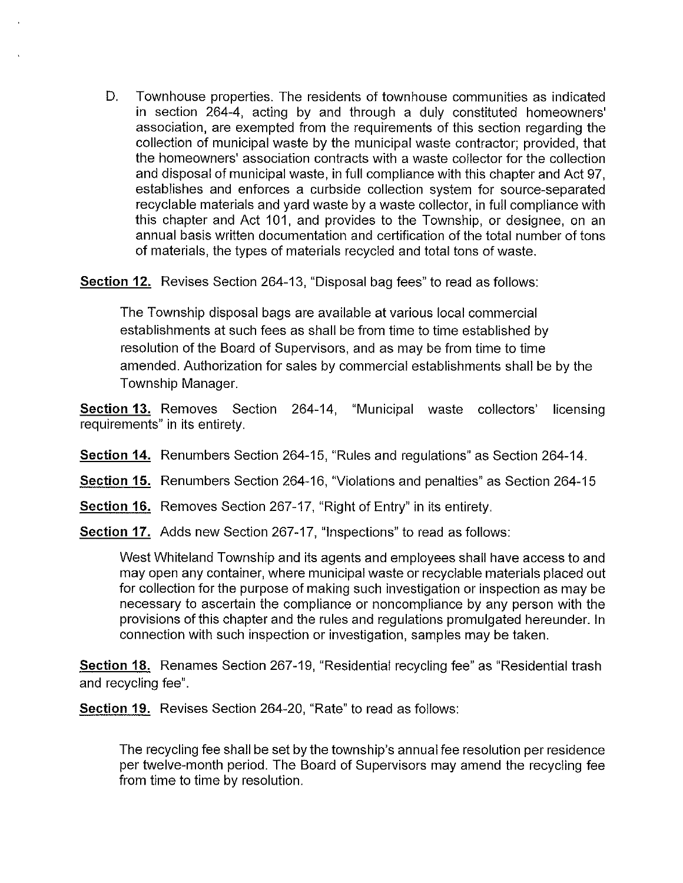D. Townhouse properties. The residents of townhouse communities as indicated in section 264-4, acting by and through a duly constituted homeowners' association, are exempted from the requirements of this section regarding the collection of municipal waste by the municipal waste contractor; provided, that the homeowners' association contracts with a waste collector for the collection and disposal of municipal waste, in full compliance with this chapter and Act 97, establishes and enforces a curbside collection system for source-separated recyclable materials and yard waste by a waste collector, in full compliance with this chapter and Act 101, and provides to the Township, or designee, on an annual basis written documentation and certification of the total number of tons of materials, the types of materials recycled and total tons of waste.

**Section 12.** Revises Section 264-13, "Disposal bag fees" to read as follows:

> The Township disposal bags are available at various local commercial establishments at such fees as shall be from time to time established by resolution of the Board of Supervisors, and as may be from time to time amended. Authorization for sales by commercial establishments shall be by the Township Manager.

**Section 13.** Removes Section 264-14, "Municipal waste collectors' licensing requirements" in its entirety.

**Section 14.** Renumbers Section 264-15, "Rules and regulations" as Section 264-14.

**Section 15.** Renumbers Section 264-16, "Violations and penalties" as Section 264-15

**Section 16.** Removes Section 267-17, "Right of Entry" in its entirety.

**Section 17.** Adds new Section 267-17, "Inspections" to read as follows:

> West Whiteland Township and its agents and employees shall have access to and may open any container, where municipal waste or recyclable materials placed out for collection for the purpose of making such investigation or inspection as may be necessary to ascertain the compliance or noncompliance by any person with the provisions of this chapter and the rules and regulations promulgated hereunder. In connection with such inspection or investigation, samples may be taken.

**Section 18.** Renames Section 267-19, "Residential recycling fee" as "Residential trash and recycling fee".

**Section 19.** Revises Section 264-20, "Rate" to read as follows:

> The recycling fee shall be set by the township's annual fee resolution per residence per twelve-month period. The Board of Supervisors may amend the recycling fee from time to time by resolution.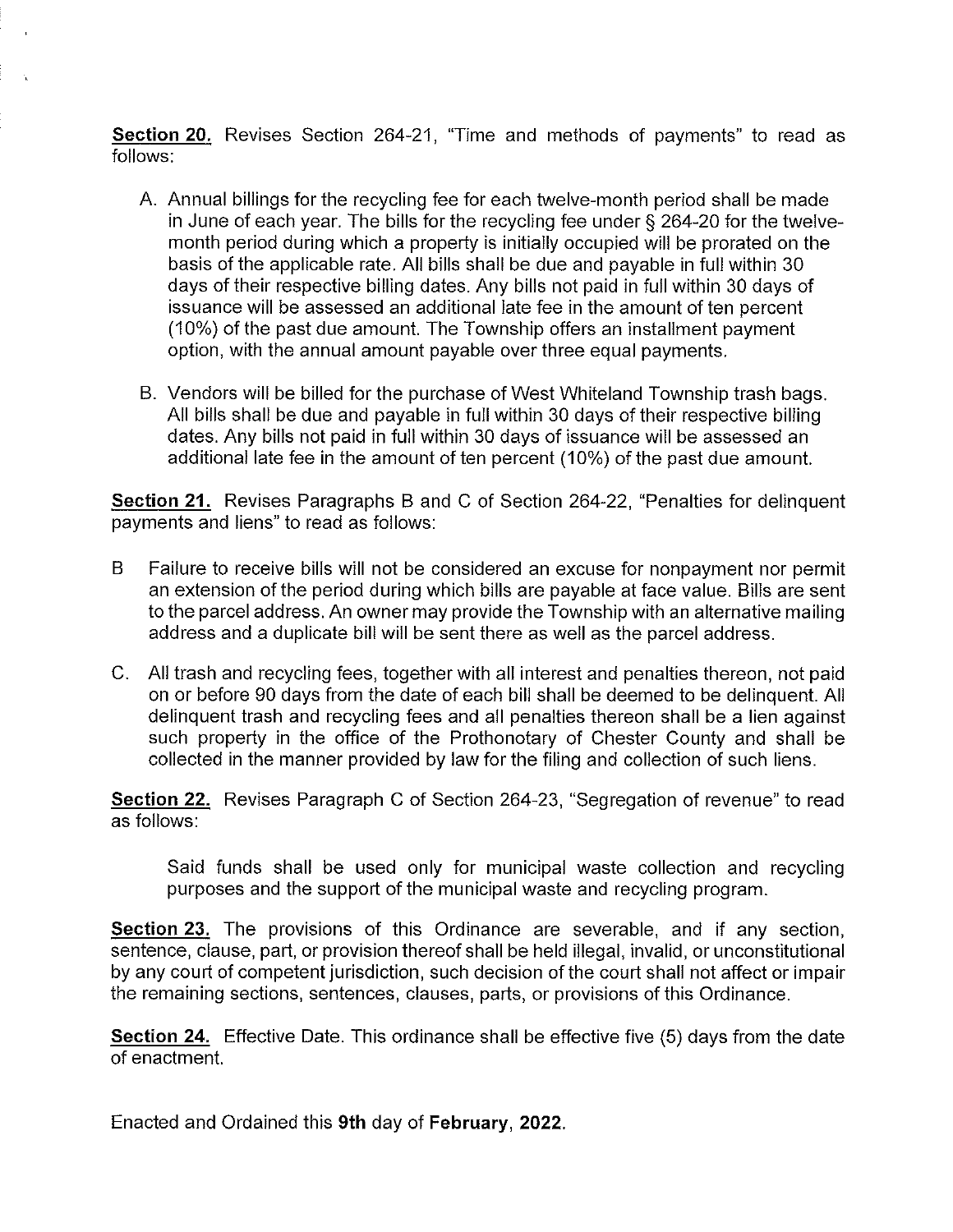**Section 20.** Revises Section 264-21, "Time and methods of payments" to read as follows:

A. Annual billings for the recycling fee for each twelve-month period shall be made in June of each year. The bills for the recycling fee under § 264-20 for the twelve-month period during which a property is initially occupied will be prorated on the basis of the applicable rate. All bills shall be due and payable in full within 30 days of their respective billing dates. Any bills not paid in full within 30 days of issuance will be assessed an additional late fee in the amount of ten percent (10%) of the past due amount. The Township offers an installment payment option, with the annual amount payable over three equal payments.

B. Vendors will be billed for the purchase of West Whiteland Township trash bags. All bills shall be due and payable in full within 30 days of their respective billing dates. Any bills not paid in full within 30 days of issuance will be assessed an additional late fee in the amount of ten percent (10%) of the past due amount.

**Section 21.** Revises Paragraphs B and C of Section 264-22, "Penalties for delinquent payments and liens" to read as follows:

B Failure to receive bills will not be considered an excuse for nonpayment nor permit an extension of the period during which bills are payable at face value. Bills are sent to the parcel address. An owner may provide the Township with an alternative mailing address and a duplicate bill will be sent there as well as the parcel address.

C. All trash and recycling fees, together with all interest and penalties thereon, not paid on or before 90 days from the date of each bill shall be deemed to be delinquent. All delinquent trash and recycling fees and all penalties thereon shall be a lien against such property in the office of the Prothonotary of Chester County and shall be collected in the manner provided by law for the filing and collection of such liens.

**Section 22.** Revises Paragraph C of Section 264-23, "Segregation of revenue" to read as follows:

> Said funds shall be used only for municipal waste collection and recycling purposes and the support of the municipal waste and recycling program.

**Section 23.** The provisions of this Ordinance are severable, and if any section, sentence, clause, part, or provision thereof shall be held illegal, invalid, or unconstitutional by any court of competent jurisdiction, such decision of the court shall not affect or impair the remaining sections, sentences, clauses, parts, or provisions of this Ordinance.

**Section 24.** Effective Date. This ordinance shall be effective five (5) days from the date of enactment.

Enacted and Ordained this **9th** day of **February, 2022**.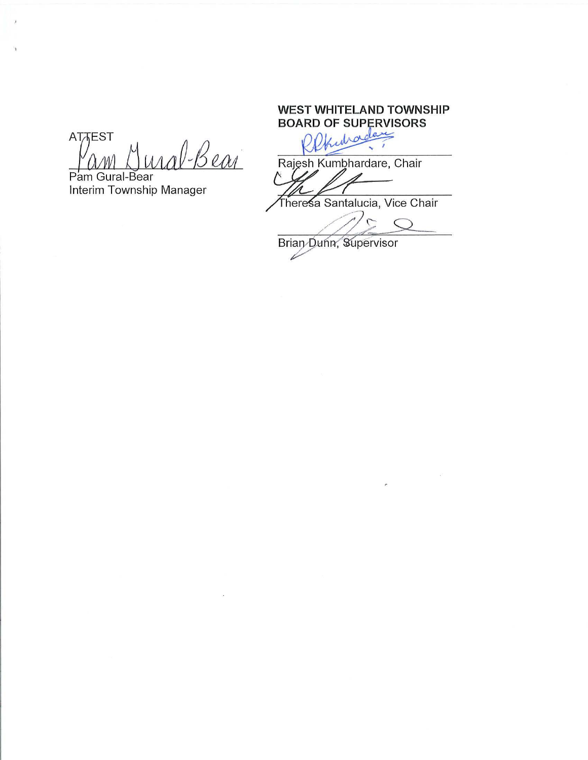ATTEST

Pam Gural-Bear
Interim Township Manager

**WEST WHITELAND TOWNSHIP**
**BOARD OF SUPERVISORS**

Rajesh Kumbhardare, Chair

Theresa Santalucia, Vice Chair

Brian Dunn, Supervisor